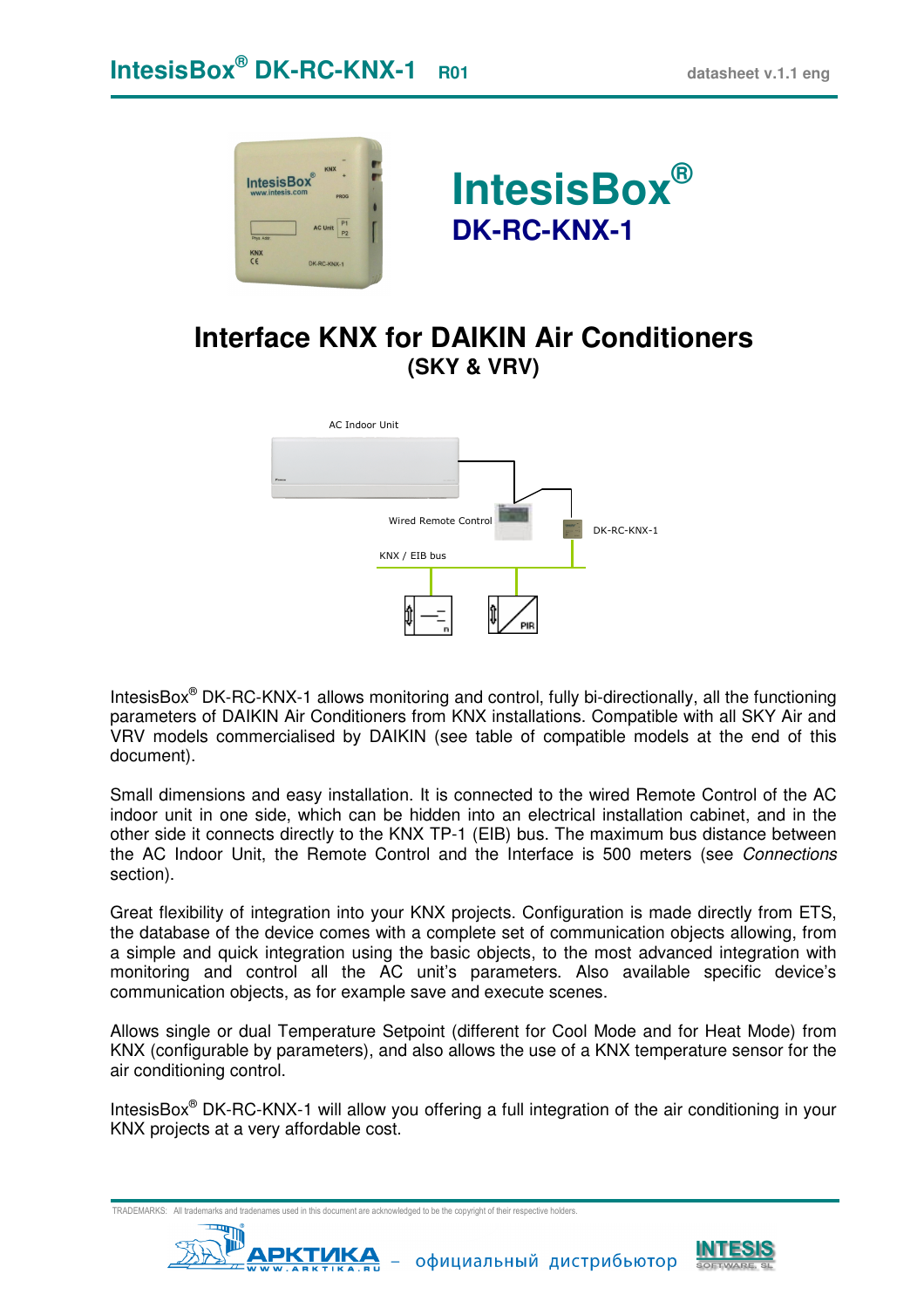# IntesisBox® DK-RC-KNX-1

## Interface KNX for DAIKIN Air Conditioners
### (SKY & VRV)

AC Indoor Unit

Wired Remote Control

DK-RC-KNX-1

KNX / EIB bus

IntesisBox® DK-RC-KNX-1 allows monitoring and control, fully bi-directionally, all the functioning parameters of DAIKIN Air Conditioners from KNX installations. Compatible with all SKY Air and VRV models commercialised by DAIKIN (see table of compatible models at the end of this document).

Small dimensions and easy installation. It is connected to the wired Remote Control of the AC indoor unit in one side, which can be hidden into an electrical installation cabinet, and in the other side it connects directly to the KNX TP-1 (EIB) bus. The maximum bus distance between the AC Indoor Unit, the Remote Control and the Interface is 500 meters (see *Connections* section).

Great flexibility of integration into your KNX projects. Configuration is made directly from ETS, the database of the device comes with a complete set of communication objects allowing, from a simple and quick integration using the basic objects, to the most advanced integration with monitoring and control all the AC unit's parameters. Also available specific device's communication objects, as for example save and execute scenes.

Allows single or dual Temperature Setpoint (different for Cool Mode and for Heat Mode) from KNX (configurable by parameters), and also allows the use of a KNX temperature sensor for the air conditioning control.

IntesisBox® DK-RC-KNX-1 will allow you offering a full integration of the air conditioning in your KNX projects at a very affordable cost.

TRADEMARKS: All trademarks and tradenames used in this document are acknowledged to be the copyright of their respective holders.

АРКТИКА – официальный дистрибьютор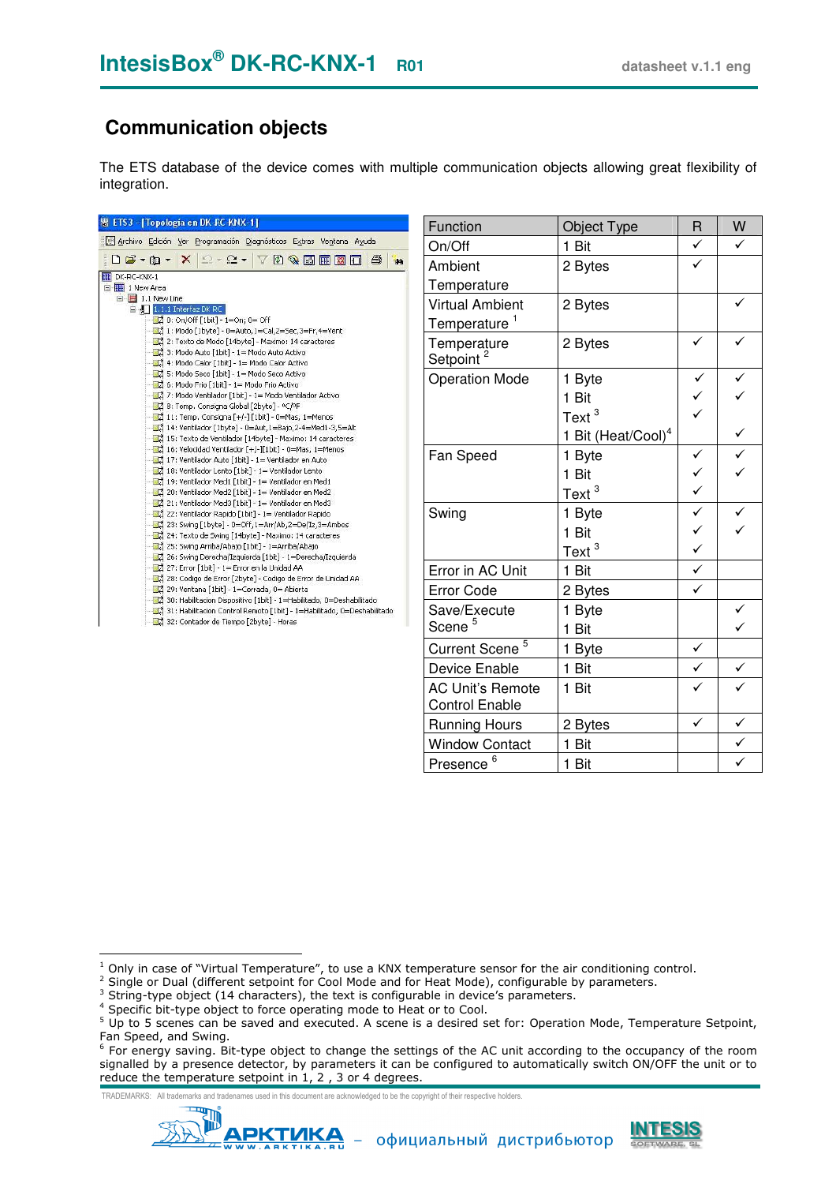## Communication objects

The ETS database of the device comes with multiple communication objects allowing great flexibility of integration.

| Function | Object Type | R | W |
|---|---|---|---|
| On/Off | 1 Bit | ✓ | ✓ |
| Ambient Temperature | 2 Bytes | ✓ | |
| Virtual Ambient Temperature [1] | 2 Bytes | | ✓ |
| Temperature Setpoint [2] | 2 Bytes | ✓ | ✓ |
| Operation Mode | 1 Byte | ✓ | ✓ |
| | 1 Bit | ✓ | ✓ |
| | Text [3] | ✓ | |
| | 1 Bit (Heat/Cool) [4] | | ✓ |
| Fan Speed | 1 Byte | ✓ | ✓ |
| | 1 Bit | ✓ | ✓ |
| | Text [3] | ✓ | |
| Swing | 1 Byte | ✓ | ✓ |
| | 1 Bit | ✓ | ✓ |
| | Text [3] | ✓ | |
| Error in AC Unit | 1 Bit | ✓ | |
| Error Code | 2 Bytes | ✓ | |
| Save/Execute Scene [5] | 1 Byte | | ✓ |
| | 1 Bit | | ✓ |
| Current Scene [5] | 1 Byte | ✓ | |
| Device Enable | 1 Bit | ✓ | ✓ |
| AC Unit's Remote Control Enable | 1 Bit | ✓ | ✓ |
| Running Hours | 2 Bytes | ✓ | ✓ |
| Window Contact | 1 Bit | | ✓ |
| Presence [6] | 1 Bit | | ✓ |

[1] Only in case of "Virtual Temperature", to use a KNX temperature sensor for the air conditioning control.
[2] Single or Dual (different setpoint for Cool Mode and for Heat Mode), configurable by parameters.
[3] String-type object (14 characters), the text is configurable in device's parameters.
[4] Specific bit-type object to force operating mode to Heat or to Cool.
[5] Up to 5 scenes can be saved and executed. A scene is a desired set for: Operation Mode, Temperature Setpoint, Fan Speed, and Swing.
[6] For energy saving. Bit-type object to change the settings of the AC unit according to the occupancy of the room signalled by a presence detector, by parameters it can be configured to automatically switch ON/OFF the unit or to reduce the temperature setpoint in 1, 2 , 3 or 4 degrees.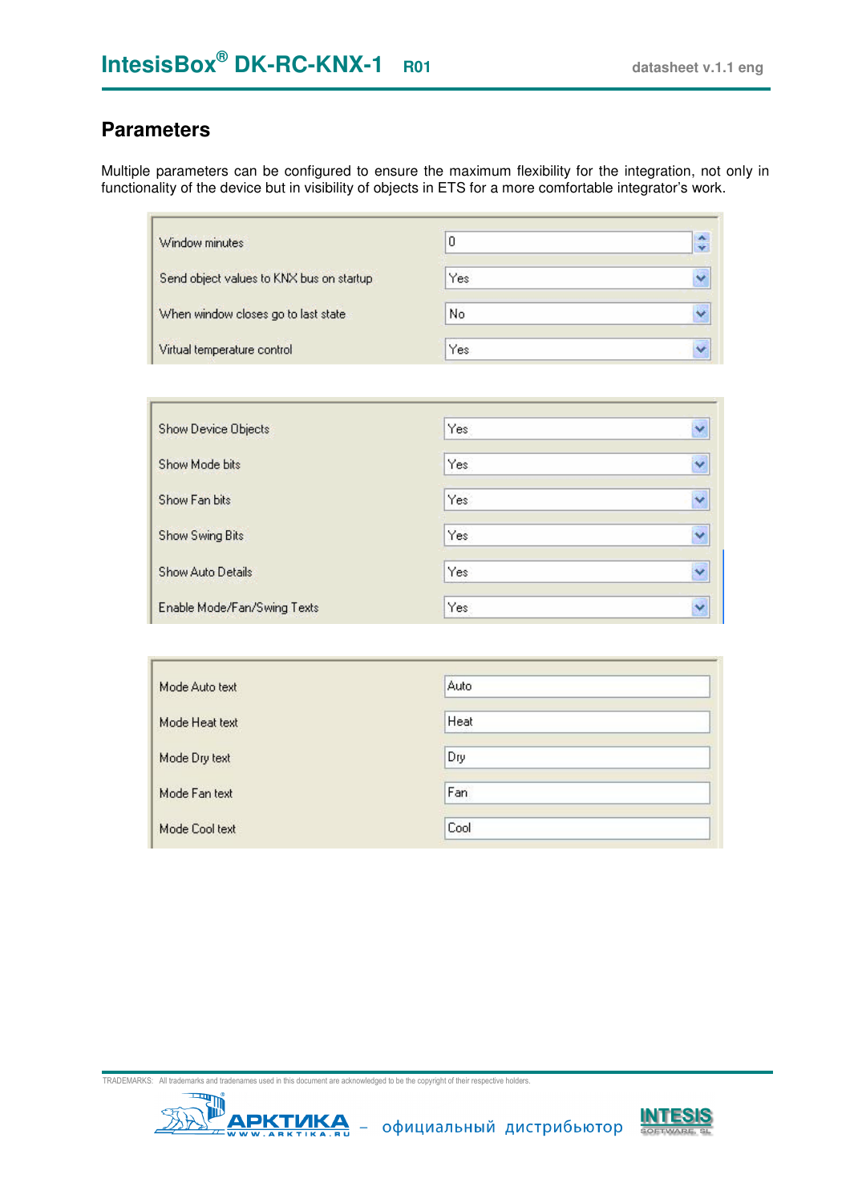## Parameters

Multiple parameters can be configured to ensure the maximum flexibility for the integration, not only in functionality of the device but in visibility of objects in ETS for a more comfortable integrator's work.

| Parameter | Value |
|---|---|
| Window minutes | 0 |
| Send object values to KNX bus on startup | Yes |
| When window closes go to last state | No |
| Virtual temperature control | Yes |

| Parameter | Value |
|---|---|
| Show Device Objects | Yes |
| Show Mode bits | Yes |
| Show Fan bits | Yes |
| Show Swing Bits | Yes |
| Show Auto Details | Yes |
| Enable Mode/Fan/Swing Texts | Yes |

| Parameter | Value |
|---|---|
| Mode Auto text | Auto |
| Mode Heat text | Heat |
| Mode Dry text | Dry |
| Mode Fan text | Fan |
| Mode Cool text | Cool |

TRADEMARKS: All trademarks and tradenames used in this document are acknowledged to be the copyright of their respective holders.

АРКТИКА WWW.ARKTIKA.RU – официальный дистрибьютор INTESIS SOFTWARE SL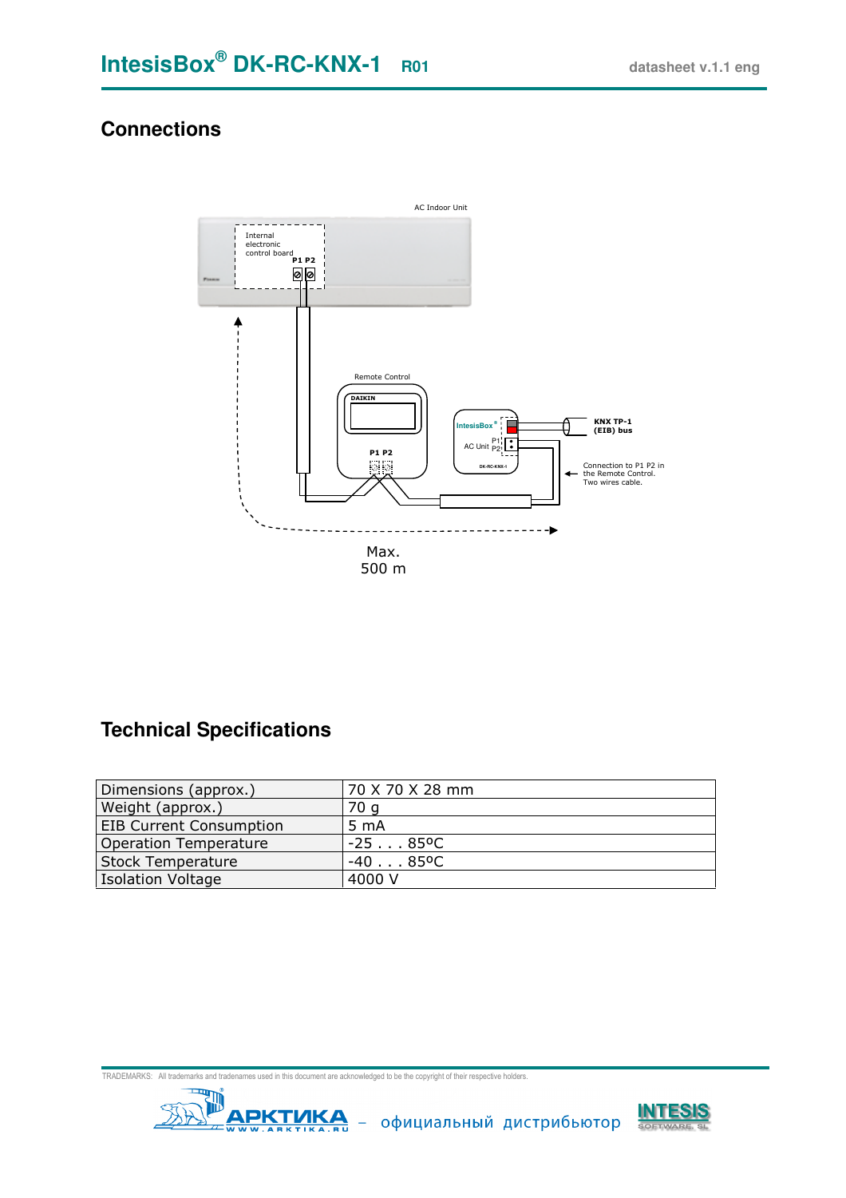## Connections

AC Indoor Unit

Internal electronic control board

P1 P2

Remote Control

DAIKIN

P1 P2

IntesisBox

AC Unit P1 P2

DK-RC-KNX-1

**KNX TP-1 (EIB) bus**

Connection to P1 P2 in the Remote Control. Two wires cable.

Max. 500 m

## Technical Specifications

| Dimensions (approx.) | 70 X 70 X 28 mm |
|---|---|
| Weight (approx.) | 70 g |
| EIB Current Consumption | 5 mA |
| Operation Temperature | -25 . . . 85ºC |
| Stock Temperature | -40 . . . 85ºC |
| Isolation Voltage | 4000 V |

TRADEMARKS: All trademarks and tradenames used in this document are acknowledged to be the copyright of their respective holders.

АРКТИКА WWW.ARKTIKA.RU – официальный дистрибьютор INTESIS SOFTWARE SL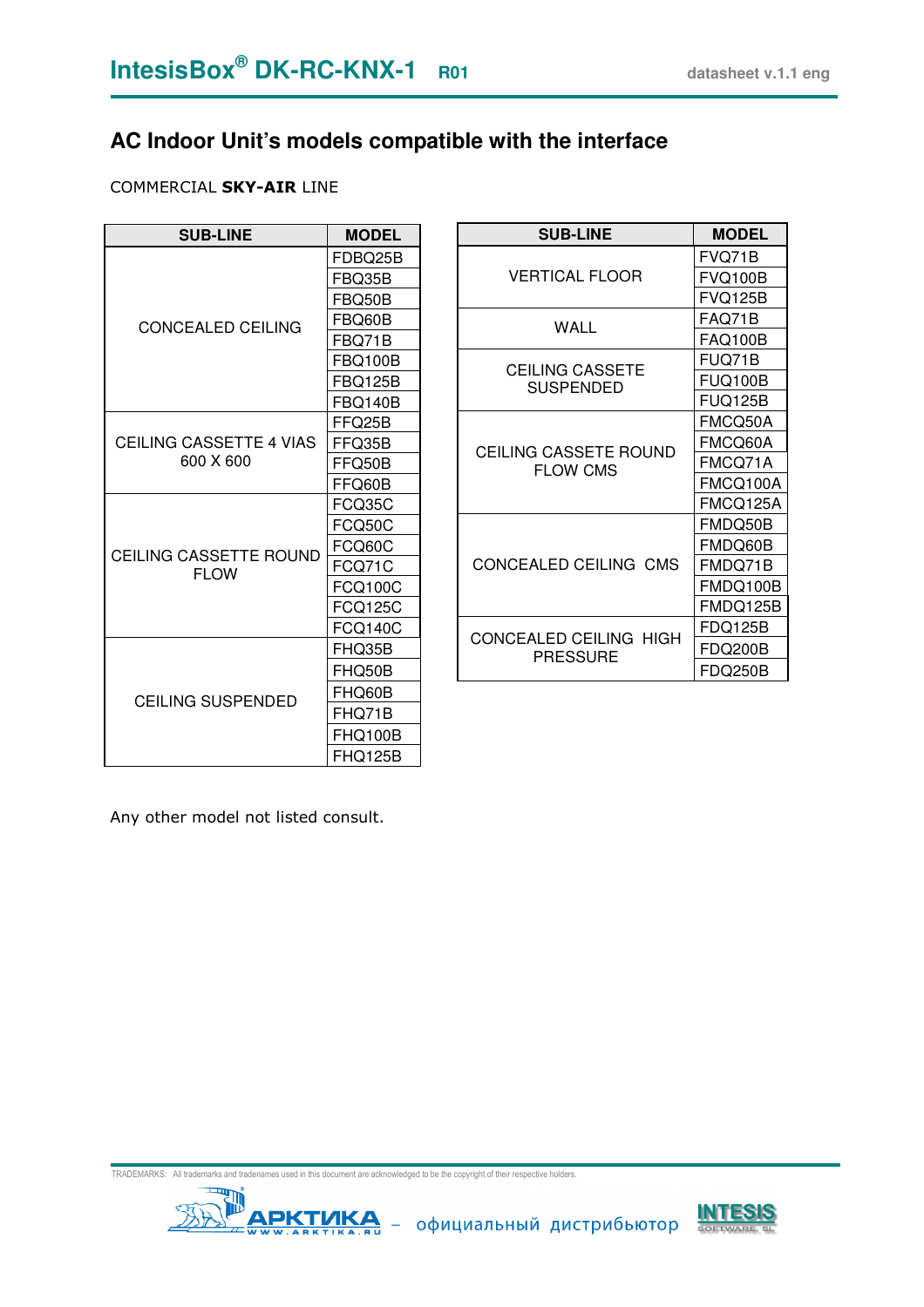## AC Indoor Unit's models compatible with the interface

COMMERCIAL **SKY-AIR** LINE

| SUB-LINE | MODEL |
|---|---|
| CONCEALED CEILING | FDBQ25B |
| | FBQ35B |
| | FBQ50B |
| | FBQ60B |
| | FBQ71B |
| | FBQ100B |
| | FBQ125B |
| | FBQ140B |
| CEILING CASSETTE 4 VIAS 600 X 600 | FFQ25B |
| | FFQ35B |
| | FFQ50B |
| | FFQ60B |
| CEILING CASSETTE ROUND FLOW | FCQ35C |
| | FCQ50C |
| | FCQ60C |
| | FCQ71C |
| | FCQ100C |
| | FCQ125C |
| | FCQ140C |
| CEILING SUSPENDED | FHQ35B |
| | FHQ50B |
| | FHQ60B |
| | FHQ71B |
| | FHQ100B |
| | FHQ125B |

| SUB-LINE | MODEL |
|---|---|
| VERTICAL FLOOR | FVQ71B |
| | FVQ100B |
| | FVQ125B |
| WALL | FAQ71B |
| | FAQ100B |
| CEILING CASSETE SUSPENDED | FUQ71B |
| | FUQ100B |
| | FUQ125B |
| CEILING CASSETE ROUND FLOW CMS | FMCQ50A |
| | FMCQ60A |
| | FMCQ71A |
| | FMCQ100A |
| | FMCQ125A |
| CONCEALED CEILING CMS | FMDQ50B |
| | FMDQ60B |
| | FMDQ71B |
| | FMDQ100B |
| | FMDQ125B |
| CONCEALED CEILING HIGH PRESSURE | FDQ125B |
| | FDQ200B |
| | FDQ250B |

Any other model not listed consult.

TRADEMARKS: All trademarks and tradenames used in this document are acknowledged to be the copyright of their respective holders.

АРКТИКА – официальный дистрибьютор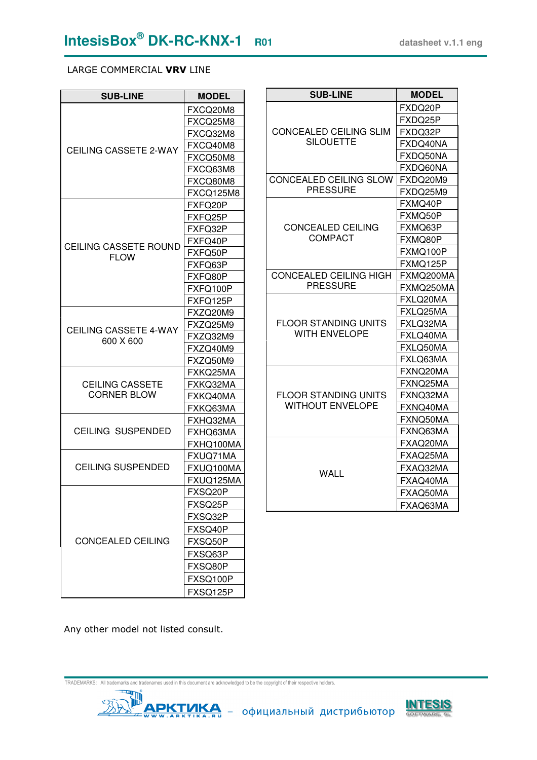LARGE COMMERCIAL **VRV** LINE

| SUB-LINE | MODEL |
|---|---|
| CEILING CASSETE 2-WAY | FXCQ20M8 |
| | FXCQ25M8 |
| | FXCQ32M8 |
| | FXCQ40M8 |
| | FXCQ50M8 |
| | FXCQ63M8 |
| | FXCQ80M8 |
| | FXCQ125M8 |
| CEILING CASSETE ROUND FLOW | FXFQ20P |
| | FXFQ25P |
| | FXFQ32P |
| | FXFQ40P |
| | FXFQ50P |
| | FXFQ63P |
| | FXFQ80P |
| | FXFQ100P |
| | FXFQ125P |
| CEILING CASSETE 4-WAY 600 X 600 | FXZQ20M9 |
| | FXZQ25M9 |
| | FXZQ32M9 |
| | FXZQ40M9 |
| | FXZQ50M9 |
| CEILING CASSETE CORNER BLOW | FXKQ25MA |
| | FXKQ32MA |
| | FXKQ40MA |
| | FXKQ63MA |
| CEILING SUSPENDED | FXHQ32MA |
| | FXHQ63MA |
| | FXHQ100MA |
| CEILING SUSPENDED | FXUQ71MA |
| | FXUQ100MA |
| | FXUQ125MA |
| CONCEALED CEILING | FXSQ20P |
| | FXSQ25P |
| | FXSQ32P |
| | FXSQ40P |
| | FXSQ50P |
| | FXSQ63P |
| | FXSQ80P |
| | FXSQ100P |
| | FXSQ125P |

| SUB-LINE | MODEL |
|---|---|
| CONCEALED CEILING SLIM SILOUETTE | FXDQ20P |
| | FXDQ25P |
| | FXDQ32P |
| | FXDQ40NA |
| | FXDQ50NA |
| | FXDQ60NA |
| CONCEALED CEILING SLOW PRESSURE | FXDQ20M9 |
| | FXDQ25M9 |
| CONCEALED CEILING COMPACT | FXMQ40P |
| | FXMQ50P |
| | FXMQ63P |
| | FXMQ80P |
| | FXMQ100P |
| | FXMQ125P |
| CONCEALED CEILING HIGH PRESSURE | FXMQ200MA |
| | FXMQ250MA |
| FLOOR STANDING UNITS WITH ENVELOPE | FXLQ20MA |
| | FXLQ25MA |
| | FXLQ32MA |
| | FXLQ40MA |
| | FXLQ50MA |
| | FXLQ63MA |
| FLOOR STANDING UNITS WITHOUT ENVELOPE | FXNQ20MA |
| | FXNQ25MA |
| | FXNQ32MA |
| | FXNQ40MA |
| | FXNQ50MA |
| | FXNQ63MA |
| WALL | FXAQ20MA |
| | FXAQ25MA |
| | FXAQ32MA |
| | FXAQ40MA |
| | FXAQ50MA |
| | FXAQ63MA |

Any other model not listed consult.

TRADEMARKS: All trademarks and tradenames used in this document are acknowledged to be the copyright of their respective holders.

АРКТИКА WWW.ARKTIKA.RU – официальный дистрибьютор INTESIS SOFTWARE SL